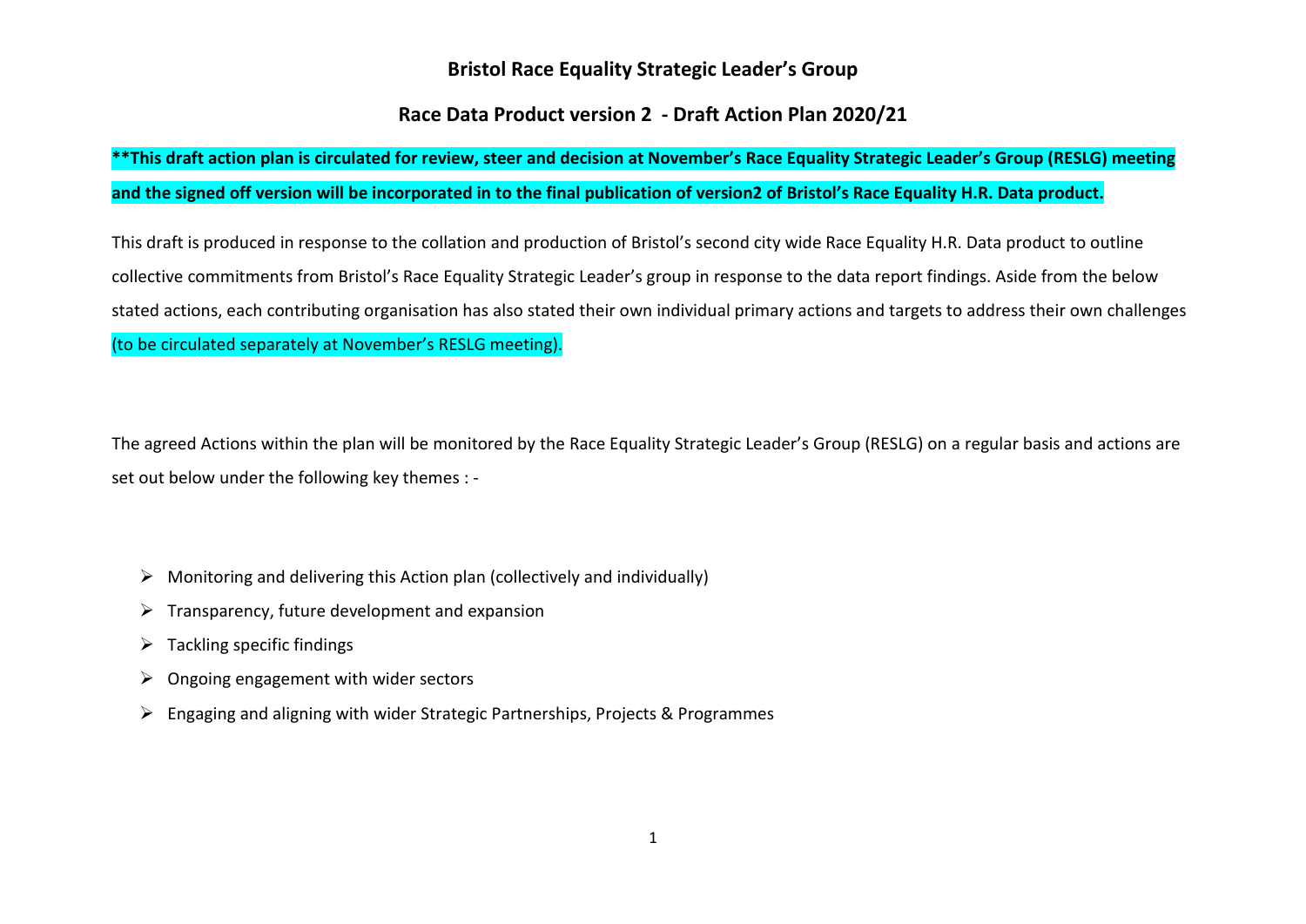# Bristol Race Equality Strategic Leader's Group

## Race Data Product version 2 - Draft Action Plan 2020/21

**\*\*This draft action plan is circulated for review, steer and decision at November's Race Equality Strategic Leader's Group (RESLG) meeting and the signed off version will be incorporated in to the final publication of version2 of Bristol's Race Equality H.R. Data product.**

This draft is produced in response to the collation and production of Bristol's second city wide Race Equality H.R. Data product to outline collective commitments from Bristol's Race Equality Strategic Leader's group in response to the data report findings. Aside from the below stated actions, each contributing organisation has also stated their own individual primary actions and targets to address their own challenges (to be circulated separately at November's RESLG meeting).

The agreed Actions within the plan will be monitored by the Race Equality Strategic Leader's Group (RESLG) on a regular basis and actions are set out below under the following key themes : -

- Monitoring and delivering this Action plan (collectively and individually)
- Transparency, future development and expansion
- Tackling specific findings
- Ongoing engagement with wider sectors
- Engaging and aligning with wider Strategic Partnerships, Projects & Programmes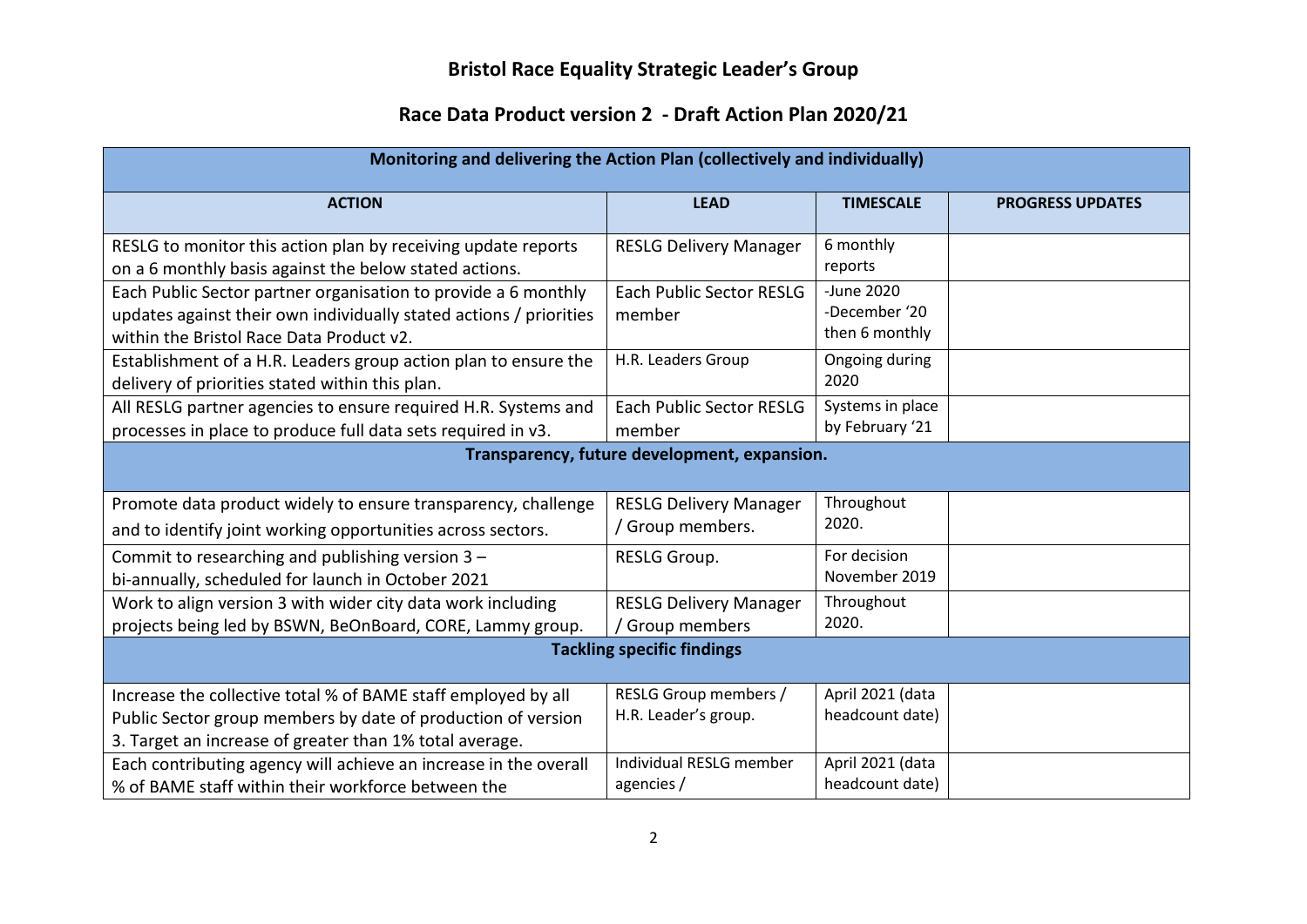# Bristol Race Equality Strategic Leader's Group

## Race Data Product version 2 - Draft Action Plan 2020/21

| ACTION | LEAD | TIMESCALE | PROGRESS UPDATES |
|---|---|---|---|
| **Monitoring and delivering the Action Plan (collectively and individually)** | | | |
| RESLG to monitor this action plan by receiving update reports on a 6 monthly basis against the below stated actions. | RESLG Delivery Manager | 6 monthly reports | |
| Each Public Sector partner organisation to provide a 6 monthly updates against their own individually stated actions / priorities within the Bristol Race Data Product v2. | Each Public Sector RESLG member | -June 2020 -December '20 then 6 monthly | |
| Establishment of a H.R. Leaders group action plan to ensure the delivery of priorities stated within this plan. | H.R. Leaders Group | Ongoing during 2020 | |
| All RESLG partner agencies to ensure required H.R. Systems and processes in place to produce full data sets required in v3. | Each Public Sector RESLG member | Systems in place by February '21 | |
| **Transparency, future development, expansion.** | | | |
| Promote data product widely to ensure transparency, challenge and to identify joint working opportunities across sectors. | RESLG Delivery Manager / Group members. | Throughout 2020. | |
| Commit to researching and publishing version 3 – bi-annually, scheduled for launch in October 2021 | RESLG Group. | For decision November 2019 | |
| Work to align version 3 with wider city data work including projects being led by BSWN, BeOnBoard, CORE, Lammy group. | RESLG Delivery Manager / Group members | Throughout 2020. | |
| **Tackling specific findings** | | | |
| Increase the collective total % of BAME staff employed by all Public Sector group members by date of production of version 3. Target an increase of greater than 1% total average. | RESLG Group members / H.R. Leader's group. | April 2021 (data headcount date) | |
| Each contributing agency will achieve an increase in the overall % of BAME staff within their workforce between the | Individual RESLG member agencies / | April 2021 (data headcount date) | |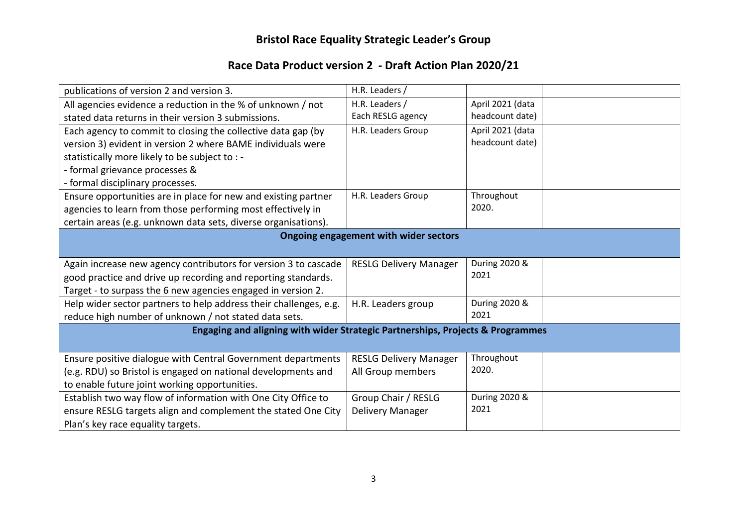# Bristol Race Equality Strategic Leader's Group

## Race Data Product version 2 - Draft Action Plan 2020/21

| | | | |
|---|---|---|---|
| publications of version 2 and version 3. | H.R. Leaders / | | |
| All agencies evidence a reduction in the % of unknown / not stated data returns in their version 3 submissions. | H.R. Leaders / Each RESLG agency | April 2021 (data headcount date) | |
| Each agency to commit to closing the collective data gap (by version 3) evident in version 2 where BAME individuals were statistically more likely to be subject to : -<br>- formal grievance processes &<br>- formal disciplinary processes. | H.R. Leaders Group | April 2021 (data headcount date) | |
| Ensure opportunities are in place for new and existing partner agencies to learn from those performing most effectively in certain areas (e.g. unknown data sets, diverse organisations). | H.R. Leaders Group | Throughout 2020. | |
| **Ongoing engagement with wider sectors** | | | |
| Again increase new agency contributors for version 3 to cascade good practice and drive up recording and reporting standards. Target - to surpass the 6 new agencies engaged in version 2. | RESLG Delivery Manager | During 2020 & 2021 | |
| Help wider sector partners to help address their challenges, e.g. reduce high number of unknown / not stated data sets. | H.R. Leaders group | During 2020 & 2021 | |
| **Engaging and aligning with wider Strategic Partnerships, Projects & Programmes** | | | |
| Ensure positive dialogue with Central Government departments (e.g. RDU) so Bristol is engaged on national developments and to enable future joint working opportunities. | RESLG Delivery Manager<br>All Group members | Throughout 2020. | |
| Establish two way flow of information with One City Office to ensure RESLG targets align and complement the stated One City Plan's key race equality targets. | Group Chair / RESLG Delivery Manager | During 2020 & 2021 | |